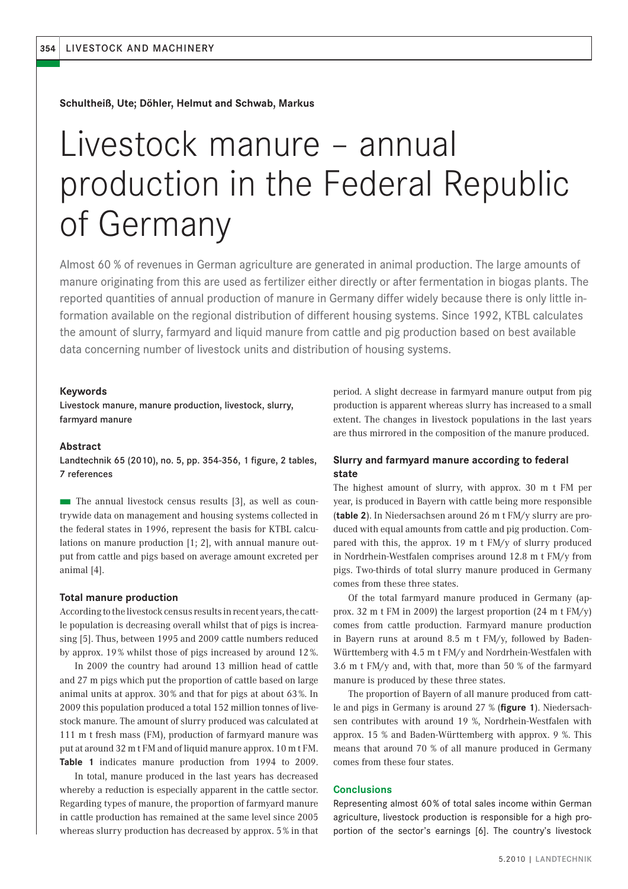**Schultheiß, Ute; Döhler, Helmut and Schwab, Markus**

# Livestock manure – annual production in the Federal Republic of Germany

Almost 60 % of revenues in German agriculture are generated in animal production. The large amounts of manure originating from this are used as fertilizer either directly or after fermentation in biogas plants. The reported quantities of annual production of manure in Germany differ widely because there is only little information available on the regional distribution of different housing systems. Since 1992, KTBL calculates the amount of slurry, farmyard and liquid manure from cattle and pig production based on best available data concerning number of livestock units and distribution of housing systems.

### Keywords

Livestock manure, manure production, livestock, slurry, farmyard manure

### Abstract

Landtechnik 65 (2010), no. 5, pp. 354-356, 1 figure, 2 tables, 7 references

The annual livestock census results [3], as well as countrywide data on management and housing systems collected in the federal states in 1996, represent the basis for KTBL calculations on manure production [1; 2], with annual manure output from cattle and pigs based on average amount excreted per animal [4].

### Total manure production

According to the livestock census results in recent years, the cattle population is decreasing overall whilst that of pigs is increasing [5]. Thus, between 1995 and 2009 cattle numbers reduced by approx. 19 % whilst those of pigs increased by around 12 %.

In 2009 the country had around 13 million head of cattle and 27 m pigs which put the proportion of cattle based on large animal units at approx. 30 % and that for pigs at about 63 %. In 2009 this population produced a total 152 million tonnes of livestock manure. The amount of slurry produced was calculated at 111 m t fresh mass (FM), production of farmyard manure was put at around 32 m t FM and of liquid manure approx. 10 m t FM. **Table 1** indicates manure production from 1994 to 2009.

In total, manure produced in the last years has decreased whereby a reduction is especially apparent in the cattle sector. Regarding types of manure, the proportion of farmyard manure in cattle production has remained at the same level since 2005 whereas slurry production has decreased by approx. 5 % in that period. A slight decrease in farmyard manure output from pig production is apparent whereas slurry has increased to a small extent. The changes in livestock populations in the last years are thus mirrored in the composition of the manure produced.

### Slurry and farmyard manure according to federal state

The highest amount of slurry, with approx. 30 m t FM per year, is produced in Bayern with cattle being more responsible (**table 2**). In Niedersachsen around 26 m t FM/y slurry are produced with equal amounts from cattle and pig production. Compared with this, the approx. 19 m t FM/y of slurry produced in Nordrhein-Westfalen comprises around 12.8 m t FM/y from pigs. Two-thirds of total slurry manure produced in Germany comes from these three states.

Of the total farmyard manure produced in Germany (approx. 32 m t FM in 2009) the largest proportion (24 m t FM/y) comes from cattle production. Farmyard manure production in Bayern runs at around 8.5 m t FM/y, followed by Baden-Württemberg with 4.5 m t FM/y and Nordrhein-Westfalen with 3.6 m t FM/y and, with that, more than 50 % of the farmyard manure is produced by these three states.

The proportion of Bayern of all manure produced from cattle and pigs in Germany is around 27 % (**figure 1**). Niedersachsen contributes with around 19 %, Nordrhein-Westfalen with approx. 15 % and Baden-Württemberg with approx. 9 %. This means that around 70 % of all manure produced in Germany comes from these four states.

### Conclusions

Representing almost 60 % of total sales income within German agriculture, livestock production is responsible for a high proportion of the sector's earnings [6]. The country's livestock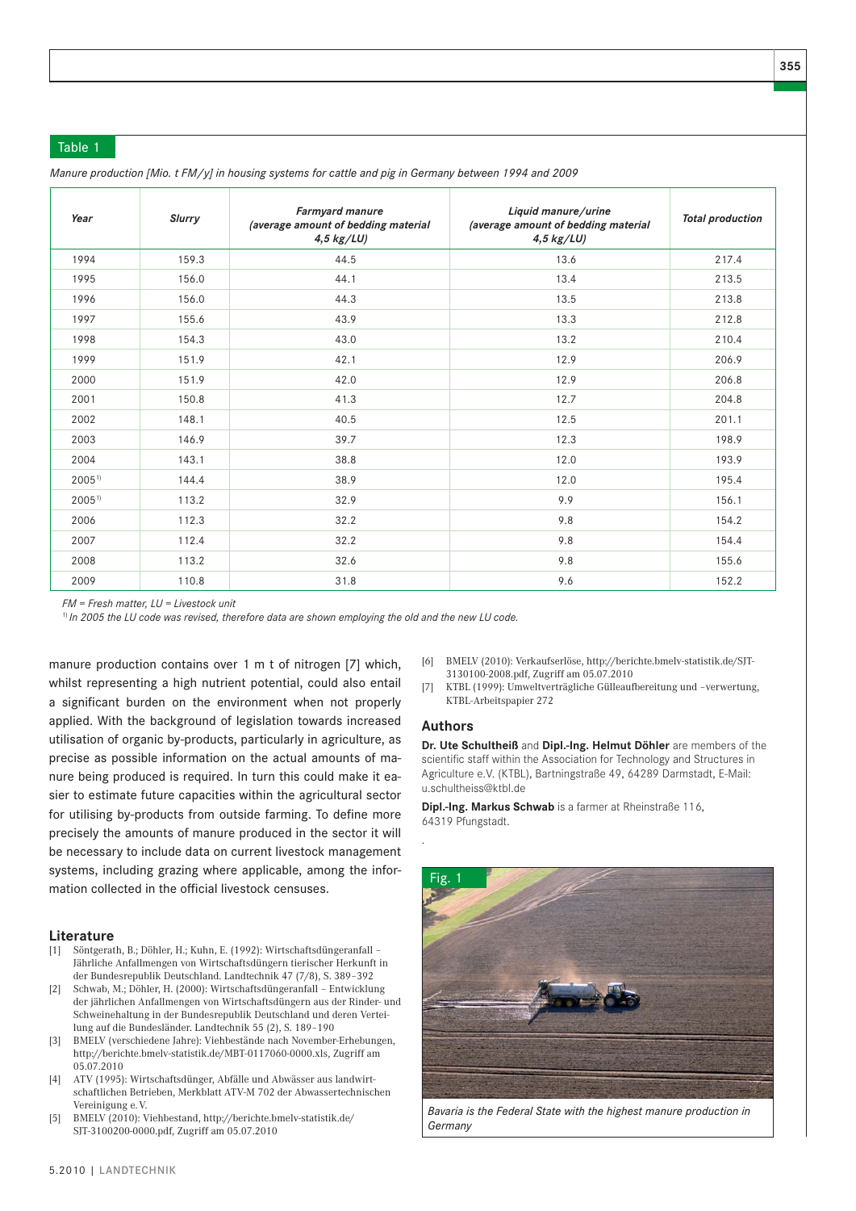Table 1

*Manure production [Mio. t FM/y] in housing systems for cattle and pig in Germany between 1994 and 2009*

| Year | Slurry | Farmyard manure (average amount of bedding material 4,5 kg/LU) | Liquid manure/urine (average amount of bedding material 4,5 kg/LU) | Total production |
|---|---|---|---|---|
| 1994 | 159.3 | 44.5 | 13.6 | 217.4 |
| 1995 | 156.0 | 44.1 | 13.4 | 213.5 |
| 1996 | 156.0 | 44.3 | 13.5 | 213.8 |
| 1997 | 155.6 | 43.9 | 13.3 | 212.8 |
| 1998 | 154.3 | 43.0 | 13.2 | 210.4 |
| 1999 | 151.9 | 42.1 | 12.9 | 206.9 |
| 2000 | 151.9 | 42.0 | 12.9 | 206.8 |
| 2001 | 150.8 | 41.3 | 12.7 | 204.8 |
| 2002 | 148.1 | 40.5 | 12.5 | 201.1 |
| 2003 | 146.9 | 39.7 | 12.3 | 198.9 |
| 2004 | 143.1 | 38.8 | 12.0 | 193.9 |
| 2005[1] | 144.4 | 38.9 | 12.0 | 195.4 |
| 2005[1] | 113.2 | 32.9 | 9.9 | 156.1 |
| 2006 | 112.3 | 32.2 | 9.8 | 154.2 |
| 2007 | 112.4 | 32.2 | 9.8 | 154.4 |
| 2008 | 113.2 | 32.6 | 9.8 | 155.6 |
| 2009 | 110.8 | 31.8 | 9.6 | 152.2 |

*FM = Fresh matter, LU = Livestock unit*

[1] *In 2005 the LU code was revised, therefore data are shown employing the old and the new LU code.*

manure production contains over 1 m t of nitrogen [7] which, whilst representing a high nutrient potential, could also entail a significant burden on the environment when not properly applied. With the background of legislation towards increased utilisation of organic by-products, particularly in agriculture, as precise as possible information on the actual amounts of manure being produced is required. In turn this could make it easier to estimate future capacities within the agricultural sector for utilising by-products from outside farming. To define more precisely the amounts of manure produced in the sector it will be necessary to include data on current livestock management systems, including grazing where applicable, among the information collected in the official livestock censuses.

## Literature

[1] Söntgerath, B.; Döhler, H.; Kuhn, E. (1992): Wirtschaftsdüngeranfall – Jährliche Anfallmengen von Wirtschaftsdüngern tierischer Herkunft in der Bundesrepublik Deutschland. Landtechnik 47 (7/8), S. 389–392

[2] Schwab, M.; Döhler, H. (2000): Wirtschaftsdüngeranfall – Entwicklung der jährlichen Anfallmengen von Wirtschaftsdüngern aus der Rinder- und Schweinehaltung in der Bundesrepublik Deutschland und deren Verteilung auf die Bundesländer. Landtechnik 55 (2), S. 189–190

[3] BMELV (verschiedene Jahre): Viehbestände nach November-Erhebungen, http://berichte.bmelv-statistik.de/MBT-0117060-0000.xls, Zugriff am 05.07.2010

[4] ATV (1995): Wirtschaftsdünger, Abfälle und Abwässer aus landwirtschaftlichen Betrieben, Merkblatt ATV-M 702 der Abwassertechnischen Vereinigung e.V.

[5] BMELV (2010): Viehbestand, http://berichte.bmelv-statistik.de/SJT-3100200-0000.pdf, Zugriff am 05.07.2010

[6] BMELV (2010): Verkaufserlöse, http://berichte.bmelv-statistik.de/SJT-3130100-2008.pdf, Zugriff am 05.07.2010

[7] KTBL (1999): Umweltverträgliche Gülleaufbereitung und –verwertung, KTBL-Arbeitspapier 272

## Authors

**Dr. Ute Schultheiß** and **Dipl.-Ing. Helmut Döhler** are members of the scientific staff within the Association for Technology and Structures in Agriculture e.V. (KTBL), Bartningstraße 49, 64289 Darmstadt, E-Mail: u.schultheiss@ktbl.de

**Dipl.-Ing. Markus Schwab** is a farmer at Rheinstraße 116, 64319 Pfungstadt.

Fig. 1

*Bavaria is the Federal State with the highest manure production in Germany*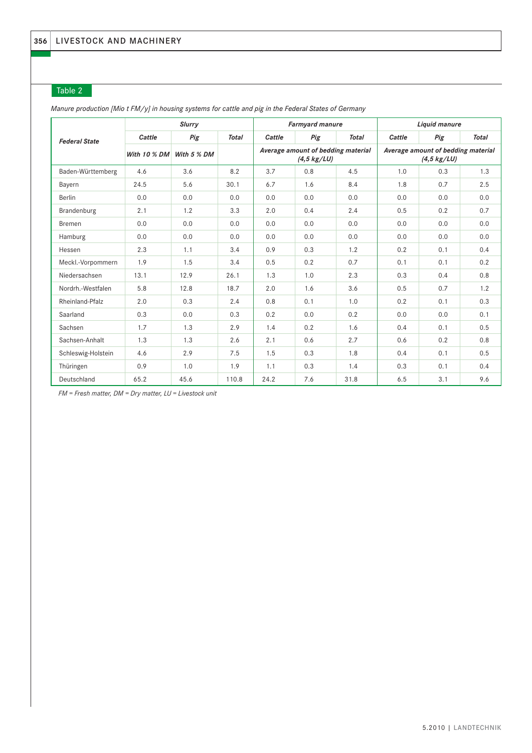Table 2

*Manure production [Mio t FM/y] in housing systems for cattle and pig in the Federal States of Germany*

| Federal State | Slurry | | | Farmyard manure | | | Liquid manure | | |
|---|---|---|---|---|---|---|---|---|---|
| | Cattle | Pig | Total | Cattle | Pig | Total | Cattle | Pig | Total |
| | With 10 % DM | With 5 % DM | | Average amount of bedding material (4,5 kg/LU) | | | Average amount of bedding material (4,5 kg/LU) | | |
| Baden-Württemberg | 4.6 | 3.6 | 8.2 | 3.7 | 0.8 | 4.5 | 1.0 | 0.3 | 1.3 |
| Bayern | 24.5 | 5.6 | 30.1 | 6.7 | 1.6 | 8.4 | 1.8 | 0.7 | 2.5 |
| Berlin | 0.0 | 0.0 | 0.0 | 0.0 | 0.0 | 0.0 | 0.0 | 0.0 | 0.0 |
| Brandenburg | 2.1 | 1.2 | 3.3 | 2.0 | 0.4 | 2.4 | 0.5 | 0.2 | 0.7 |
| Bremen | 0.0 | 0.0 | 0.0 | 0.0 | 0.0 | 0.0 | 0.0 | 0.0 | 0.0 |
| Hamburg | 0.0 | 0.0 | 0.0 | 0.0 | 0.0 | 0.0 | 0.0 | 0.0 | 0.0 |
| Hessen | 2.3 | 1.1 | 3.4 | 0.9 | 0.3 | 1.2 | 0.2 | 0.1 | 0.4 |
| Meckl.-Vorpommern | 1.9 | 1.5 | 3.4 | 0.5 | 0.2 | 0.7 | 0.1 | 0.1 | 0.2 |
| Niedersachsen | 13.1 | 12.9 | 26.1 | 1.3 | 1.0 | 2.3 | 0.3 | 0.4 | 0.8 |
| Nordrh.-Westfalen | 5.8 | 12.8 | 18.7 | 2.0 | 1.6 | 3.6 | 0.5 | 0.7 | 1.2 |
| Rheinland-Pfalz | 2.0 | 0.3 | 2.4 | 0.8 | 0.1 | 1.0 | 0.2 | 0.1 | 0.3 |
| Saarland | 0.3 | 0.0 | 0.3 | 0.2 | 0.0 | 0.2 | 0.0 | 0.0 | 0.1 |
| Sachsen | 1.7 | 1.3 | 2.9 | 1.4 | 0.2 | 1.6 | 0.4 | 0.1 | 0.5 |
| Sachsen-Anhalt | 1.3 | 1.3 | 2.6 | 2.1 | 0.6 | 2.7 | 0.6 | 0.2 | 0.8 |
| Schleswig-Holstein | 4.6 | 2.9 | 7.5 | 1.5 | 0.3 | 1.8 | 0.4 | 0.1 | 0.5 |
| Thüringen | 0.9 | 1.0 | 1.9 | 1.1 | 0.3 | 1.4 | 0.3 | 0.1 | 0.4 |
| Deutschland | 65.2 | 45.6 | 110.8 | 24.2 | 7.6 | 31.8 | 6.5 | 3.1 | 9.6 |

*FM = Fresh matter, DM = Dry matter, LU = Livestock unit*